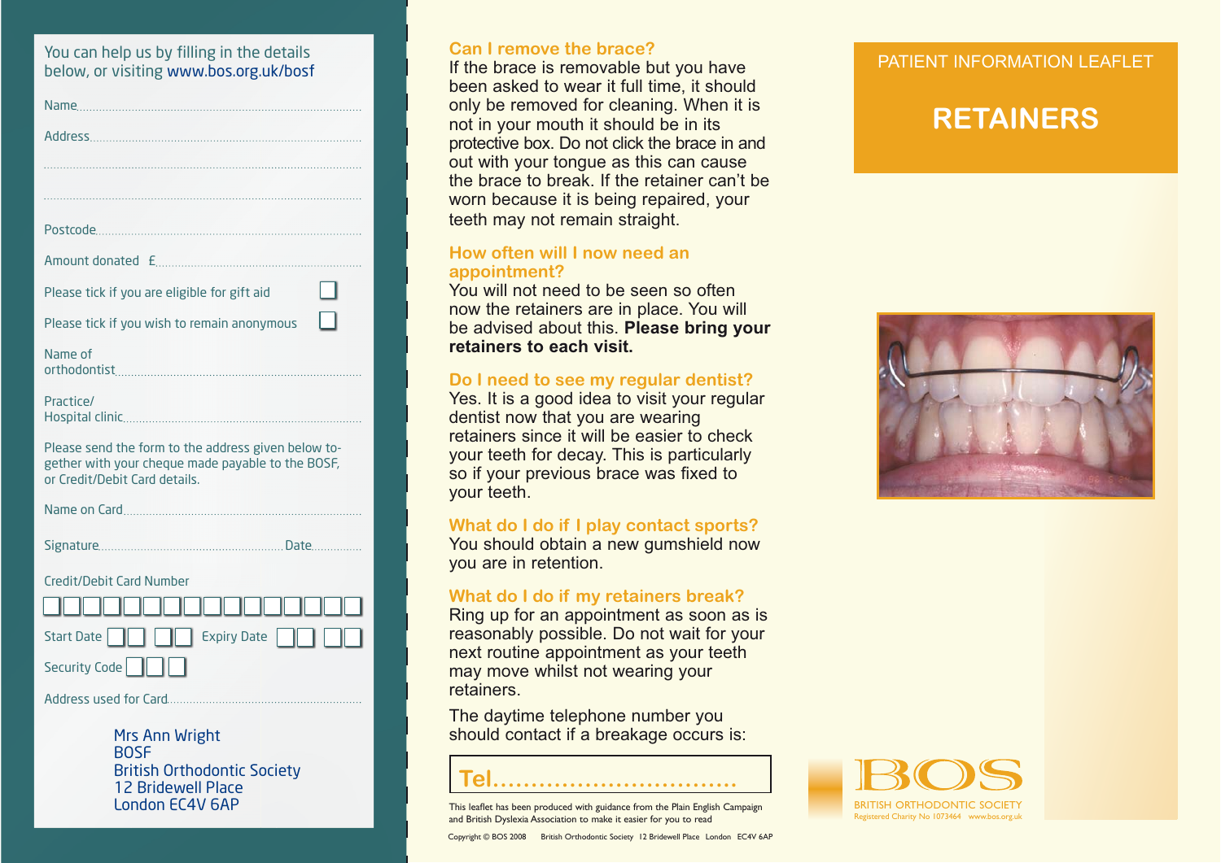You can help us by filling in the details below, or visiting www.bos.org.uk/bosf

Name.......................................................................................

Address....................................................................................

...............................................................................................

...............................................................................................

Postcode..................................................................................

Amount donated £......................................................................

Please tick if you are eligible for gift aid ☐

Please tick if you wish to remain anonymous ☐

Name of orthodontist.................................................................

Practice/ Hospital clinic..............................................................

Please send the form to the address given below together with your cheque made payable to the BOSF, or Credit/Debit Card details.

Name on Card..........................................................................

Signature.......................................... Date..........................

Credit/Debit Card Number

☐☐☐☐☐☐☐☐☐☐☐☐☐☐☐☐

Start Date ☐☐ ☐☐ Expiry Date ☐☐ ☐☐

Security Code ☐☐☐

Address used for Card..............................................................

Mrs Ann Wright
BOSF
British Orthodontic Society
12 Bridewell Place
London EC4V 6AP

## Can I remove the brace?

If the brace is removable but you have been asked to wear it full time, it should only be removed for cleaning. When it is not in your mouth it should be in its protective box. Do not click the brace in and out with your tongue as this can cause the brace to break. If the retainer can't be worn because it is being repaired, your teeth may not remain straight.

## How often will I now need an appointment?

You will not need to be seen so often now the retainers are in place. You will be advised about this. **Please bring your retainers to each visit.**

## Do I need to see my regular dentist?

Yes. It is a good idea to visit your regular dentist now that you are wearing retainers since it will be easier to check your teeth for decay. This is particularly so if your previous brace was fixed to your teeth.

## What do I do if I play contact sports?

You should obtain a new gumshield now you are in retention.

## What do I do if my retainers break?

Ring up for an appointment as soon as is reasonably possible. Do not wait for your next routine appointment as your teeth may move whilst not wearing your retainers.

The daytime telephone number you should contact if a breakage occurs is:

Tel...............................

This leaflet has been produced with guidance from the Plain English Campaign and British Dyslexia Association to make it easier for you to read

Copyright © BOS 2008 British Orthodontic Society 12 Bridewell Place London EC4V 6AP

PATIENT INFORMATION LEAFLET

# RETAINERS

BOS
BRITISH ORTHODONTIC SOCIETY
Registered Charity No 1073464 www.bos.org.uk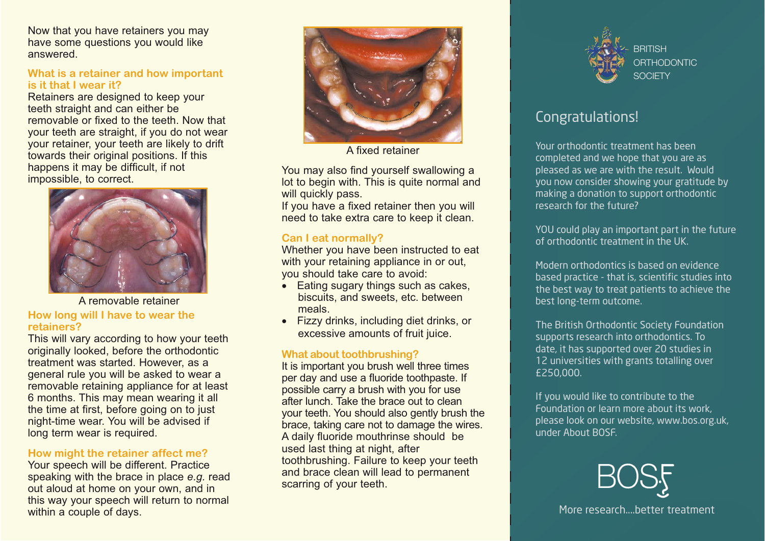Now that you have retainers you may have some questions you would like answered.

### What is a retainer and how important is it that I wear it?

Retainers are designed to keep your teeth straight and can either be removable or fixed to the teeth. Now that your teeth are straight, if you do not wear your retainer, your teeth are likely to drift towards their original positions. If this happens it may be difficult, if not impossible, to correct.

A removable retainer

### How long will I have to wear the retainers?

This will vary according to how your teeth originally looked, before the orthodontic treatment was started. However, as a general rule you will be asked to wear a removable retaining appliance for at least 6 months. This may mean wearing it all the time at first, before going on to just night-time wear. You will be advised if long term wear is required.

### How might the retainer affect me?

Your speech will be different. Practice speaking with the brace in place *e.g.* read out aloud at home on your own, and in this way your speech will return to normal within a couple of days.

A fixed retainer

You may also find yourself swallowing a lot to begin with. This is quite normal and will quickly pass.
If you have a fixed retainer then you will need to take extra care to keep it clean.

### Can I eat normally?

Whether you have been instructed to eat with your retaining appliance in or out, you should take care to avoid:

- Eating sugary things such as cakes, biscuits, and sweets, etc. between meals.
- Fizzy drinks, including diet drinks, or excessive amounts of fruit juice.

### What about toothbrushing?

It is important you brush well three times per day and use a fluoride toothpaste. If possible carry a brush with you for use after lunch. Take the brace out to clean your teeth. You should also gently brush the brace, taking care not to damage the wires. A daily fluoride mouthrinse should be used last thing at night, after toothbrushing. Failure to keep your teeth and brace clean will lead to permanent scarring of your teeth.

BRITISH ORTHODONTIC SOCIETY

## Congratulations!

Your orthodontic treatment has been completed and we hope that you are as pleased as we are with the result. Would you now consider showing your gratitude by making a donation to support orthodontic research for the future?

YOU could play an important part in the future of orthodontic treatment in the UK.

Modern orthodontics is based on evidence based practice - that is, scientific studies into the best way to treat patients to achieve the best long-term outcome.

The British Orthodontic Society Foundation supports research into orthodontics. To date, it has supported over 20 studies in 12 universities with grants totalling over £250,000.

If you would like to contribute to the Foundation or learn more about its work, please look on our website, www.bos.org.uk, under About BOSF.

BOSF

More research....better treatment